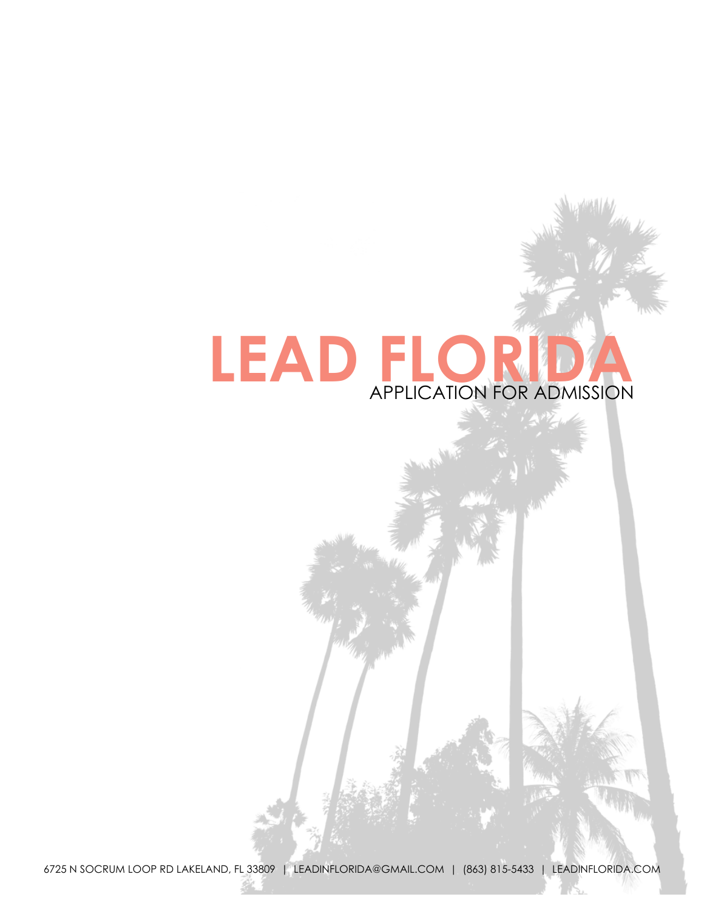# LEAD FLORIDA

## APPLICATION FOR ADMISSION

6725 N SOCRUM LOOP RD LAKELAND, FL 33809 | LEADINFLORIDA@GMAIL.COM | (863) 815-5433 | LEADINFLORIDA.COM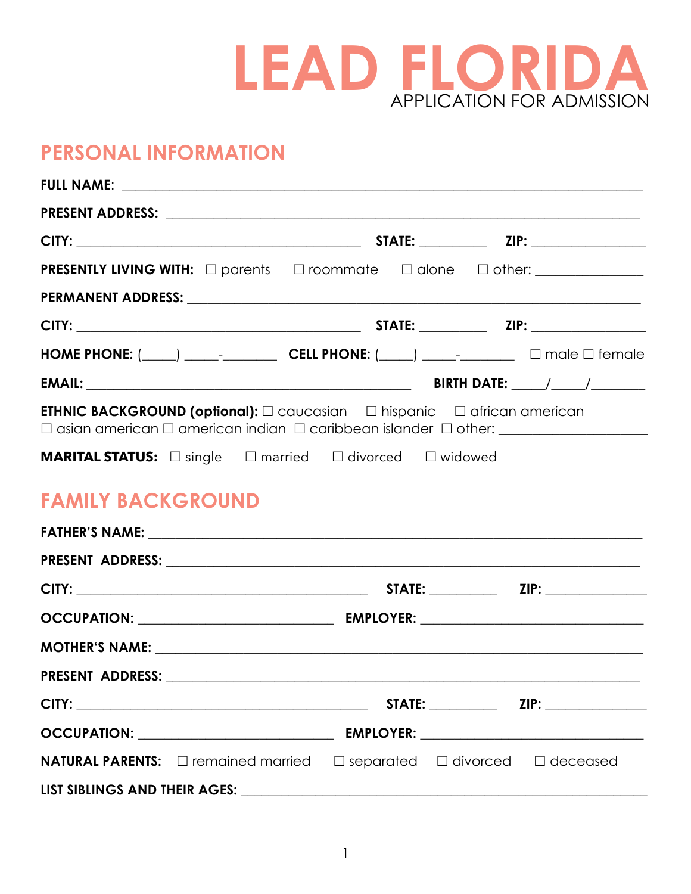# LEAD FLORIDA

APPLICATION FOR ADMISSION

## PERSONAL INFORMATION

**FULL NAME**: ____________________________________________________________

**PRESENT ADDRESS:** ____________________________________________________________

**CITY:** ______________________________ **STATE:** __________ **ZIP:** ______________

**PRESENTLY LIVING WITH:** ☐ parents ☐ roommate ☐ alone ☐ other: ______________

**PERMANENT ADDRESS:** ____________________________________________________________

**CITY:** ______________________________ **STATE:** __________ **ZIP:** ______________

**HOME PHONE:** (_____) _____-________ **CELL PHONE:** (_____) _____-________ ☐ male ☐ female

**EMAIL:** ______________________________________ **BIRTH DATE:** _____/_____/________

**ETHNIC BACKGROUND (optional):** ☐ caucasian ☐ hispanic ☐ african american ☐ asian american ☐ american indian ☐ caribbean islander ☐ other: ____________________

**MARITAL STATUS:** ☐ single ☐ married ☐ divorced ☐ widowed

## FAMILY BACKGROUND

**FATHER'S NAME:** ____________________________________________________________

**PRESENT ADDRESS:** ____________________________________________________________

**CITY:** ______________________________ **STATE:** __________ **ZIP:** ______________

**OCCUPATION:** ______________________ **EMPLOYER:** ______________________________

**MOTHER'S NAME:** ____________________________________________________________

**PRESENT ADDRESS:** ____________________________________________________________

**CITY:** ______________________________ **STATE:** __________ **ZIP:** ______________

**OCCUPATION:** ______________________ **EMPLOYER:** ______________________________

**NATURAL PARENTS:** ☐ remained married ☐ separated ☐ divorced ☐ deceased

**LIST SIBLINGS AND THEIR AGES:** ____________________________________________________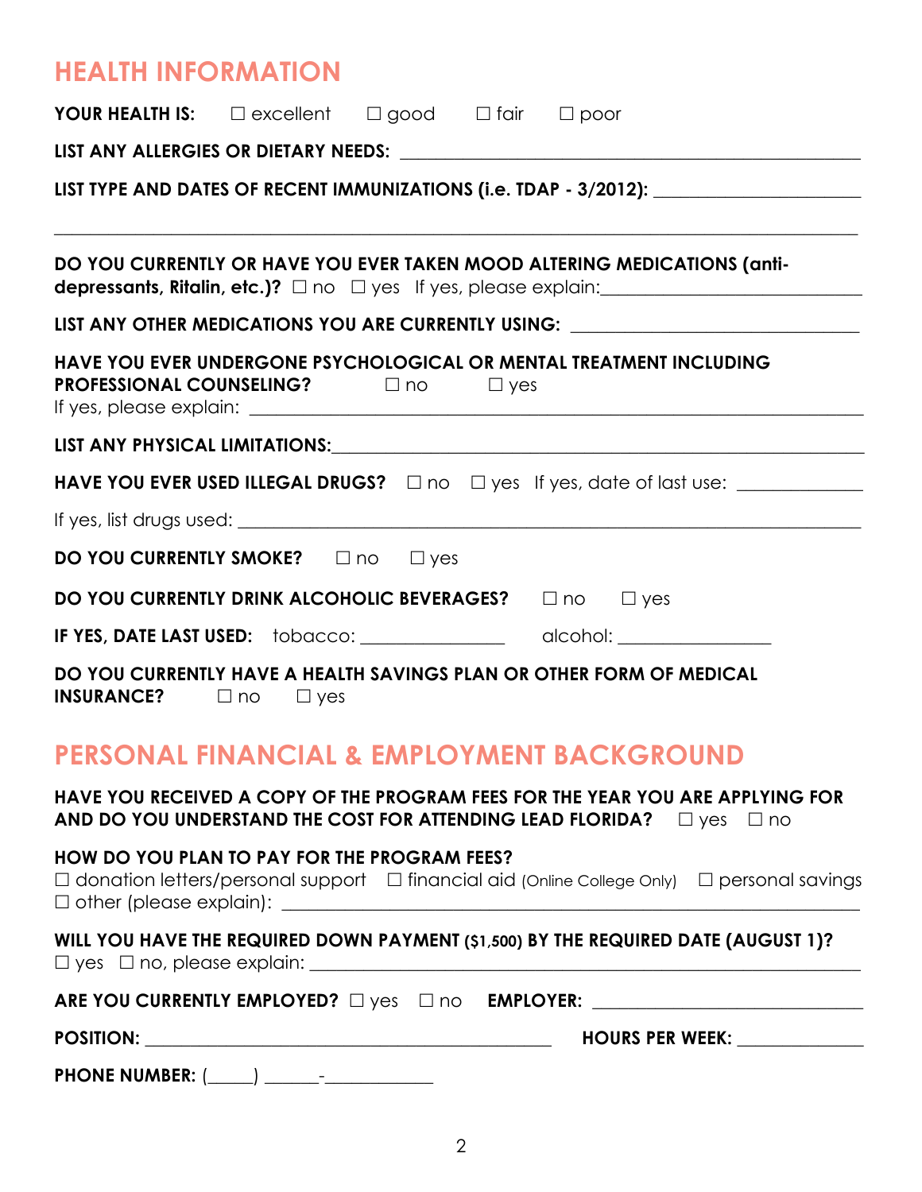## HEALTH INFORMATION

**YOUR HEALTH IS:** ☐ excellent ☐ good ☐ fair ☐ poor

**LIST ANY ALLERGIES OR DIETARY NEEDS:** ______________________________________________

**LIST TYPE AND DATES OF RECENT IMMUNIZATIONS (i.e. TDAP - 3/2012):** ____________________

______________________________________________________________________________

**DO YOU CURRENTLY OR HAVE YOU EVER TAKEN MOOD ALTERING MEDICATIONS (anti-depressants, Ritalin, etc.)?** ☐ no ☐ yes If yes, please explain:_________________________

**LIST ANY OTHER MEDICATIONS YOU ARE CURRENTLY USING:** ____________________________

**HAVE YOU EVER UNDERGONE PSYCHOLOGICAL OR MENTAL TREATMENT INCLUDING PROFESSIONAL COUNSELING?** ☐ no ☐ yes
If yes, please explain: ________________________________________________________________

**LIST ANY PHYSICAL LIMITATIONS:**____________________________________________________

**HAVE YOU EVER USED ILLEGAL DRUGS?** ☐ no ☐ yes If yes, date of last use: ____________

If yes, list drugs used: ________________________________________________________________

**DO YOU CURRENTLY SMOKE?** ☐ no ☐ yes

**DO YOU CURRENTLY DRINK ALCOHOLIC BEVERAGES?** ☐ no ☐ yes

**IF YES, DATE LAST USED:** tobacco: _______________ alcohol: ________________

**DO YOU CURRENTLY HAVE A HEALTH SAVINGS PLAN OR OTHER FORM OF MEDICAL INSURANCE?** ☐ no ☐ yes

## PERSONAL FINANCIAL & EMPLOYMENT BACKGROUND

**HAVE YOU RECEIVED A COPY OF THE PROGRAM FEES FOR THE YEAR YOU ARE APPLYING FOR AND DO YOU UNDERSTAND THE COST FOR ATTENDING LEAD FLORIDA?** ☐ yes ☐ no

**HOW DO YOU PLAN TO PAY FOR THE PROGRAM FEES?**
☐ donation letters/personal support ☐ financial aid (Online College Only) ☐ personal savings
☐ other (please explain): ___________________________________________________________

**WILL YOU HAVE THE REQUIRED DOWN PAYMENT ($1,500) BY THE REQUIRED DATE (AUGUST 1)?**
☐ yes ☐ no, please explain: __________________________________________________________

**ARE YOU CURRENTLY EMPLOYED?** ☐ yes ☐ no **EMPLOYER:** ___________________________

**POSITION:** __________________________________________ **HOURS PER WEEK:** _____________

**PHONE NUMBER:** (_____) ______-____________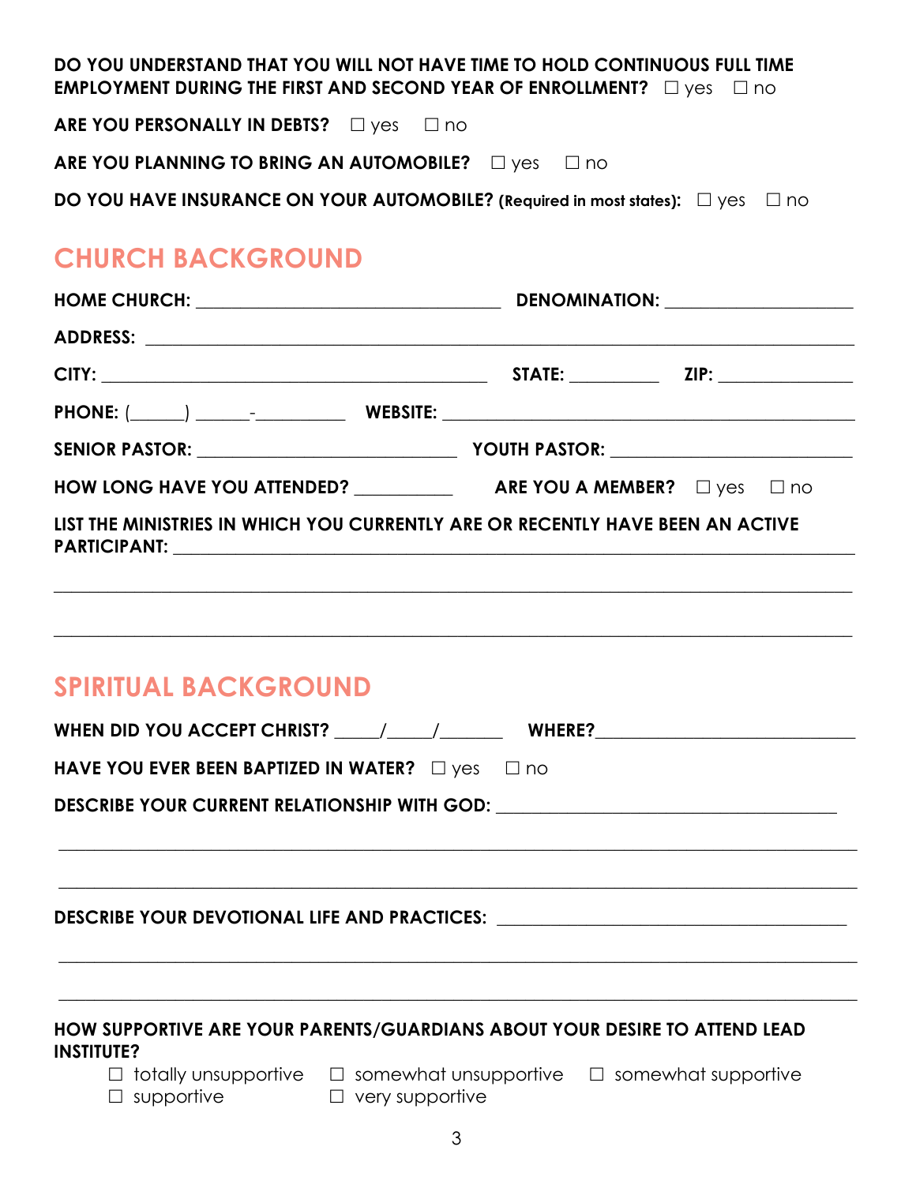**DO YOU UNDERSTAND THAT YOU WILL NOT HAVE TIME TO HOLD CONTINUOUS FULL TIME EMPLOYMENT DURING THE FIRST AND SECOND YEAR OF ENROLLMENT?** ☐ yes ☐ no

**ARE YOU PERSONALLY IN DEBTS?** ☐ yes ☐ no

**ARE YOU PLANNING TO BRING AN AUTOMOBILE?** ☐ yes ☐ no

**DO YOU HAVE INSURANCE ON YOUR AUTOMOBILE? (Required in most states):** ☐ yes ☐ no

## CHURCH BACKGROUND

**HOME CHURCH:** ______________________________ **DENOMINATION:** ____________________

**ADDRESS:** ____________________________________________________________________

**CITY:** ______________________________________ **STATE:** __________ **ZIP:** ______________

**PHONE:** (______) ______-__________ **WEBSITE:** ________________________________________

**SENIOR PASTOR:** ___________________________ **YOUTH PASTOR:** ________________________

**HOW LONG HAVE YOU ATTENDED?** __________ **ARE YOU A MEMBER?** ☐ yes ☐ no

**LIST THE MINISTRIES IN WHICH YOU CURRENTLY ARE OR RECENTLY HAVE BEEN AN ACTIVE PARTICIPANT:** ____________________________________________________________________

____________________________________________________________________________

____________________________________________________________________________

## SPIRITUAL BACKGROUND

**WHEN DID YOU ACCEPT CHRIST?** _____/_____/_______ **WHERE?**___________________________

**HAVE YOU EVER BEEN BAPTIZED IN WATER?** ☐ yes ☐ no

**DESCRIBE YOUR CURRENT RELATIONSHIP WITH GOD:** _____________________________________

____________________________________________________________________________

____________________________________________________________________________

**DESCRIBE YOUR DEVOTIONAL LIFE AND PRACTICES:** ____________________________________

____________________________________________________________________________

____________________________________________________________________________

**HOW SUPPORTIVE ARE YOUR PARENTS/GUARDIANS ABOUT YOUR DESIRE TO ATTEND LEAD INSTITUTE?**

☐ totally unsupportive ☐ somewhat unsupportive ☐ somewhat supportive
☐ supportive ☐ very supportive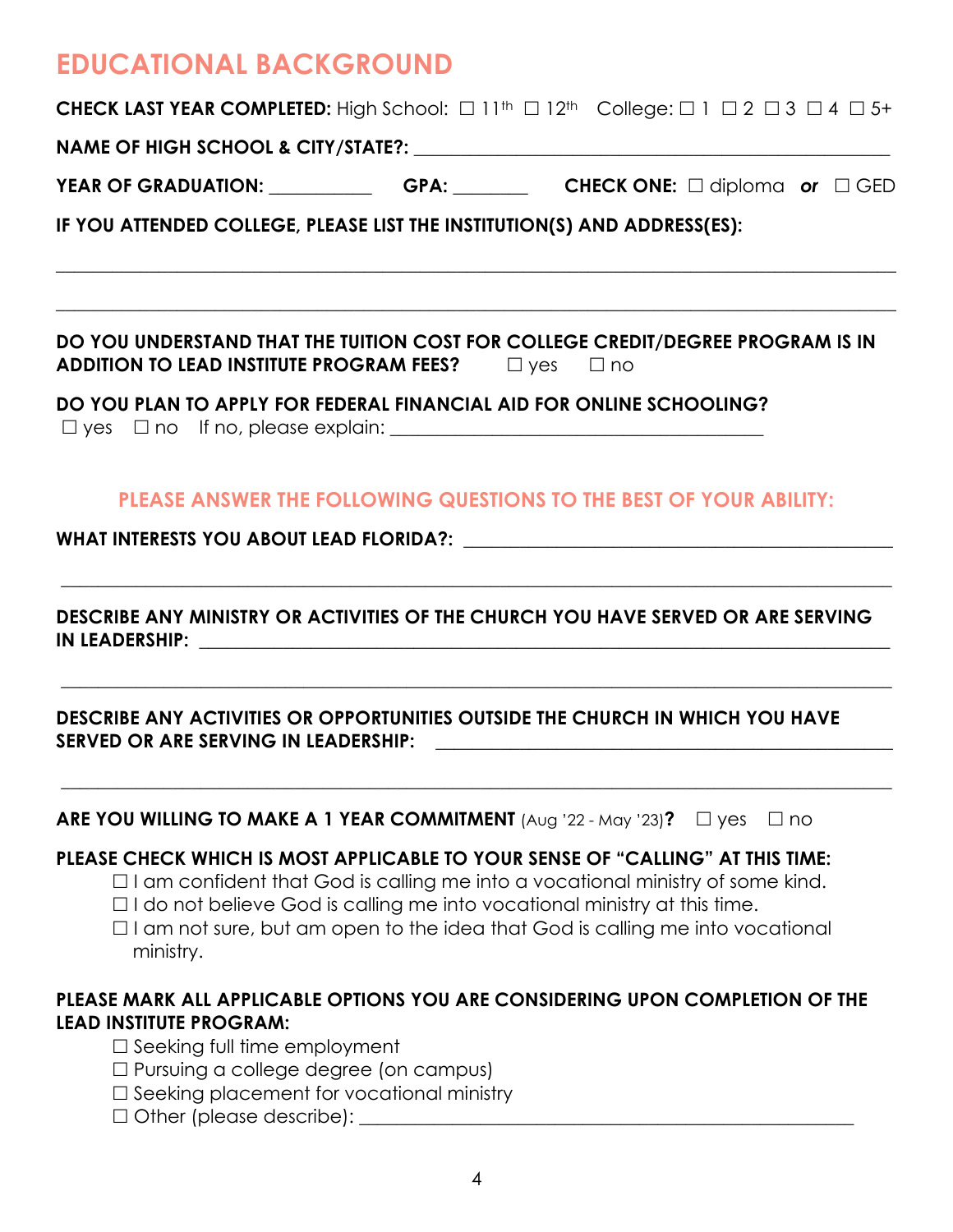## EDUCATIONAL BACKGROUND

**CHECK LAST YEAR COMPLETED:** High School: ☐ 11th ☐ 12th College: ☐ 1 ☐ 2 ☐ 3 ☐ 4 ☐ 5+

**NAME OF HIGH SCHOOL & CITY/STATE?:** ______________________________________________

**YEAR OF GRADUATION:** ___________ **GPA:** ________ **CHECK ONE:** ☐ diploma ***or*** ☐ GED

**IF YOU ATTENDED COLLEGE, PLEASE LIST THE INSTITUTION(S) AND ADDRESS(ES):**

______________________________________________________________________________

______________________________________________________________________________

**DO YOU UNDERSTAND THAT THE TUITION COST FOR COLLEGE CREDIT/DEGREE PROGRAM IS IN ADDITION TO LEAD INSTITUTE PROGRAM FEES?** ☐ yes ☐ no

**DO YOU PLAN TO APPLY FOR FEDERAL FINANCIAL AID FOR ONLINE SCHOOLING?**
☐ yes ☐ no If no, please explain: ______________________________________

### PLEASE ANSWER THE FOLLOWING QUESTIONS TO THE BEST OF YOUR ABILITY:

**WHAT INTERESTS YOU ABOUT LEAD FLORIDA?:** ____________________________________________

______________________________________________________________________________

**DESCRIBE ANY MINISTRY OR ACTIVITIES OF THE CHURCH YOU HAVE SERVED OR ARE SERVING IN LEADERSHIP:** ____________________________________________________________

______________________________________________________________________________

**DESCRIBE ANY ACTIVITIES OR OPPORTUNITIES OUTSIDE THE CHURCH IN WHICH YOU HAVE SERVED OR ARE SERVING IN LEADERSHIP:** ____________________________________________

______________________________________________________________________________

**ARE YOU WILLING TO MAKE A 1 YEAR COMMITMENT** (Aug '22 - May '23)**?** ☐ yes ☐ no

**PLEASE CHECK WHICH IS MOST APPLICABLE TO YOUR SENSE OF "CALLING" AT THIS TIME:**

- ☐ I am confident that God is calling me into a vocational ministry of some kind.
- ☐ I do not believe God is calling me into vocational ministry at this time.
- ☐ I am not sure, but am open to the idea that God is calling me into vocational ministry.

**PLEASE MARK ALL APPLICABLE OPTIONS YOU ARE CONSIDERING UPON COMPLETION OF THE LEAD INSTITUTE PROGRAM:**

- ☐ Seeking full time employment
- ☐ Pursuing a college degree (on campus)
- ☐ Seeking placement for vocational ministry
- ☐ Other (please describe): ____________________________________________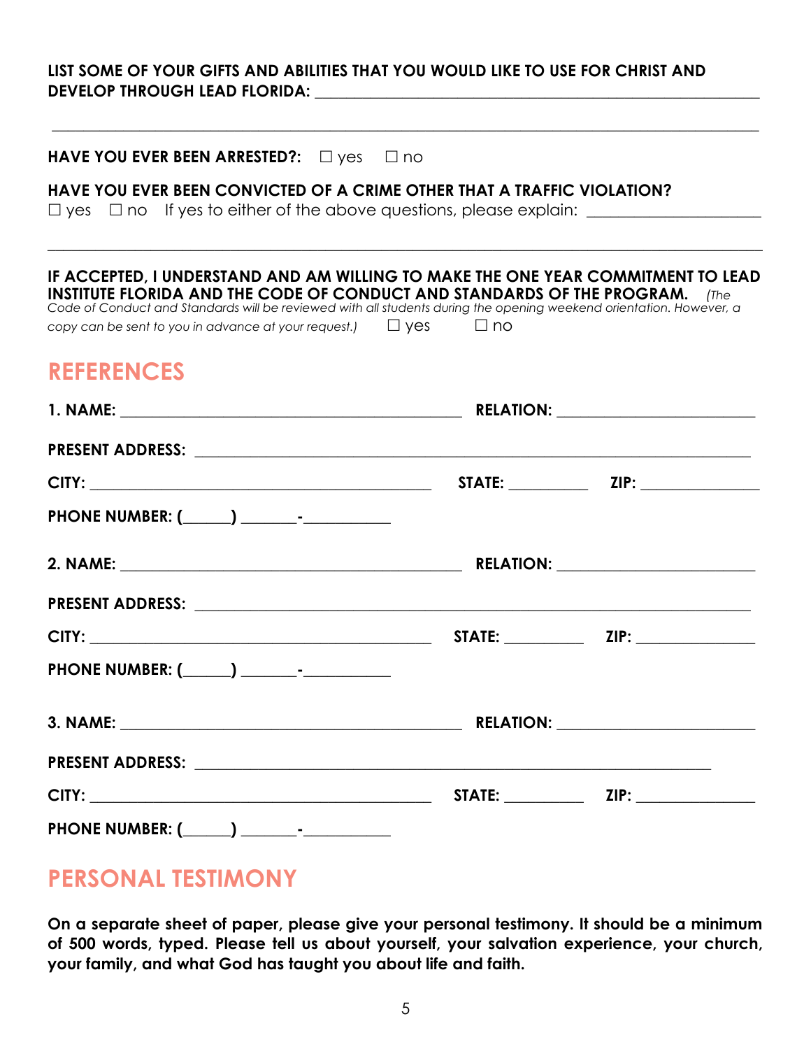**LIST SOME OF YOUR GIFTS AND ABILITIES THAT YOU WOULD LIKE TO USE FOR CHRIST AND DEVELOP THROUGH LEAD FLORIDA:** ______________________________________________

______________________________________________________________________________

**HAVE YOU EVER BEEN ARRESTED?:** ☐ yes ☐ no

**HAVE YOU EVER BEEN CONVICTED OF A CRIME OTHER THAT A TRAFFIC VIOLATION?**
☐ yes ☐ no If yes to either of the above questions, please explain: ____________________

______________________________________________________________________________

**IF ACCEPTED, I UNDERSTAND AND AM WILLING TO MAKE THE ONE YEAR COMMITMENT TO LEAD INSTITUTE FLORIDA AND THE CODE OF CONDUCT AND STANDARDS OF THE PROGRAM.** *(The Code of Conduct and Standards will be reviewed with all students during the opening weekend orientation. However, a copy can be sent to you in advance at your request.)* ☐ yes ☐ no

## REFERENCES

**1. NAME:** ________________________________ **RELATION:** ____________________

**PRESENT ADDRESS:** ______________________________________________________

**CITY:** ________________________________ **STATE:** __________ **ZIP:** ______________

**PHONE NUMBER: (\_\_\_\_\_\_) \_\_\_\_\_\_\_-\_\_\_\_\_\_\_\_\_\_\_**

**2. NAME:** ________________________________ **RELATION:** ____________________

**PRESENT ADDRESS:** ______________________________________________________

**CITY:** ________________________________ **STATE:** __________ **ZIP:** ______________

**PHONE NUMBER: (\_\_\_\_\_\_) \_\_\_\_\_\_\_-\_\_\_\_\_\_\_\_\_\_\_**

**3. NAME:** ________________________________ **RELATION:** ____________________

**PRESENT ADDRESS:** ______________________________________________________

**CITY:** ________________________________ **STATE:** __________ **ZIP:** ______________

**PHONE NUMBER: (\_\_\_\_\_\_) \_\_\_\_\_\_\_-\_\_\_\_\_\_\_\_\_\_\_**

## PERSONAL TESTIMONY

**On a separate sheet of paper, please give your personal testimony. It should be a minimum of 500 words, typed. Please tell us about yourself, your salvation experience, your church, your family, and what God has taught you about life and faith.**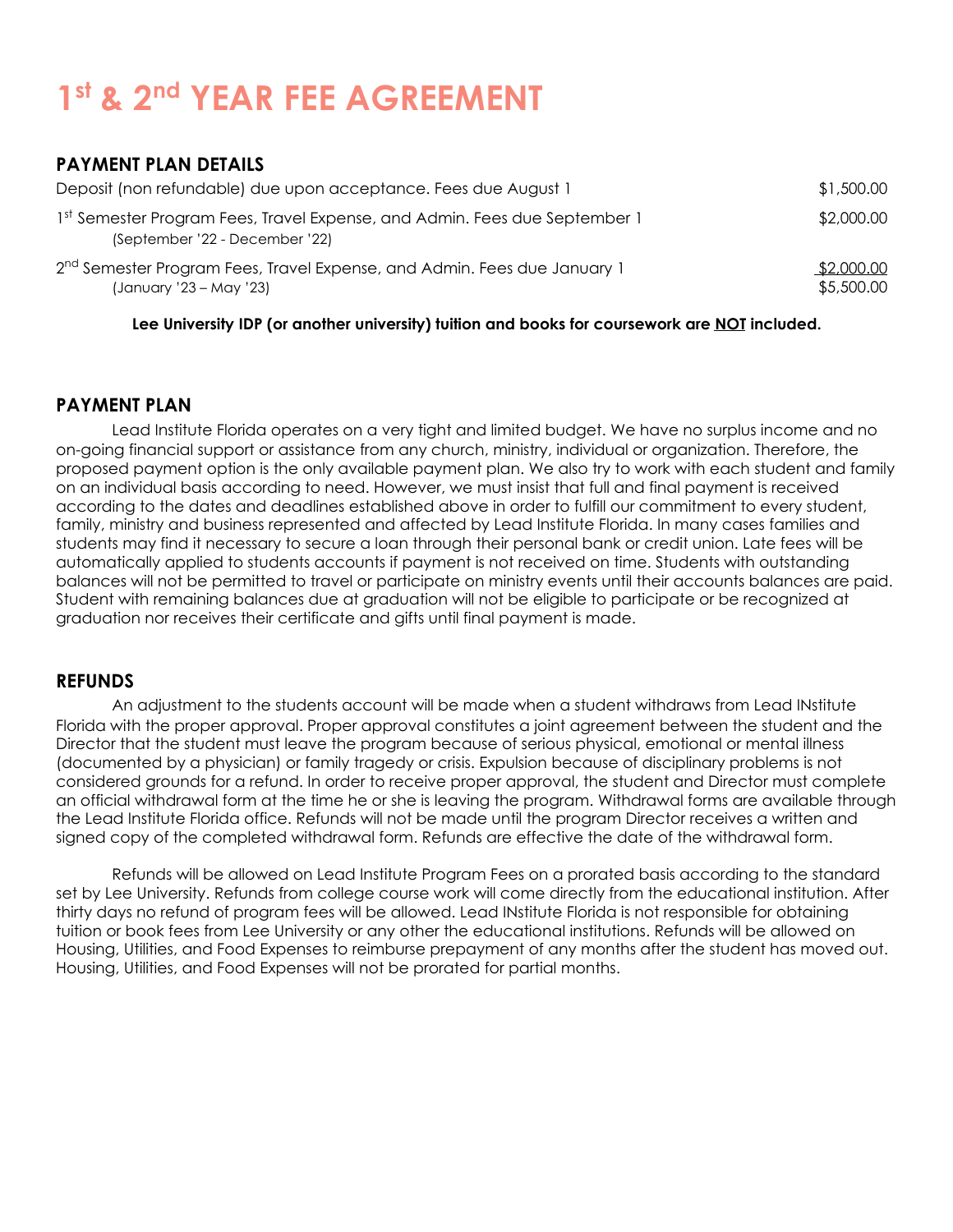# 1st & 2nd YEAR FEE AGREEMENT

## PAYMENT PLAN DETAILS

| | |
|---|---|
| Deposit (non refundable) due upon acceptance. Fees due August 1 | $1,500.00 |
| 1st Semester Program Fees, Travel Expense, and Admin. Fees due September 1 (September '22 - December '22) | $2,000.00 |
| 2nd Semester Program Fees, Travel Expense, and Admin. Fees due January 1 (January '23 – May '23) | $2,000.00 |
| | $5,500.00 |

**Lee University IDP (or another university) tuition and books for coursework are NOT included.**

## PAYMENT PLAN

Lead Institute Florida operates on a very tight and limited budget. We have no surplus income and no on-going financial support or assistance from any church, ministry, individual or organization. Therefore, the proposed payment option is the only available payment plan. We also try to work with each student and family on an individual basis according to need. However, we must insist that full and final payment is received according to the dates and deadlines established above in order to fulfill our commitment to every student, family, ministry and business represented and affected by Lead Institute Florida. In many cases families and students may find it necessary to secure a loan through their personal bank or credit union. Late fees will be automatically applied to students accounts if payment is not received on time. Students with outstanding balances will not be permitted to travel or participate on ministry events until their accounts balances are paid. Student with remaining balances due at graduation will not be eligible to participate or be recognized at graduation nor receives their certificate and gifts until final payment is made.

## REFUNDS

An adjustment to the students account will be made when a student withdraws from Lead INstitute Florida with the proper approval. Proper approval constitutes a joint agreement between the student and the Director that the student must leave the program because of serious physical, emotional or mental illness (documented by a physician) or family tragedy or crisis. Expulsion because of disciplinary problems is not considered grounds for a refund. In order to receive proper approval, the student and Director must complete an official withdrawal form at the time he or she is leaving the program. Withdrawal forms are available through the Lead Institute Florida office. Refunds will not be made until the program Director receives a written and signed copy of the completed withdrawal form. Refunds are effective the date of the withdrawal form.

Refunds will be allowed on Lead Institute Program Fees on a prorated basis according to the standard set by Lee University. Refunds from college course work will come directly from the educational institution. After thirty days no refund of program fees will be allowed. Lead INstitute Florida is not responsible for obtaining tuition or book fees from Lee University or any other the educational institutions. Refunds will be allowed on Housing, Utilities, and Food Expenses to reimburse prepayment of any months after the student has moved out. Housing, Utilities, and Food Expenses will not be prorated for partial months.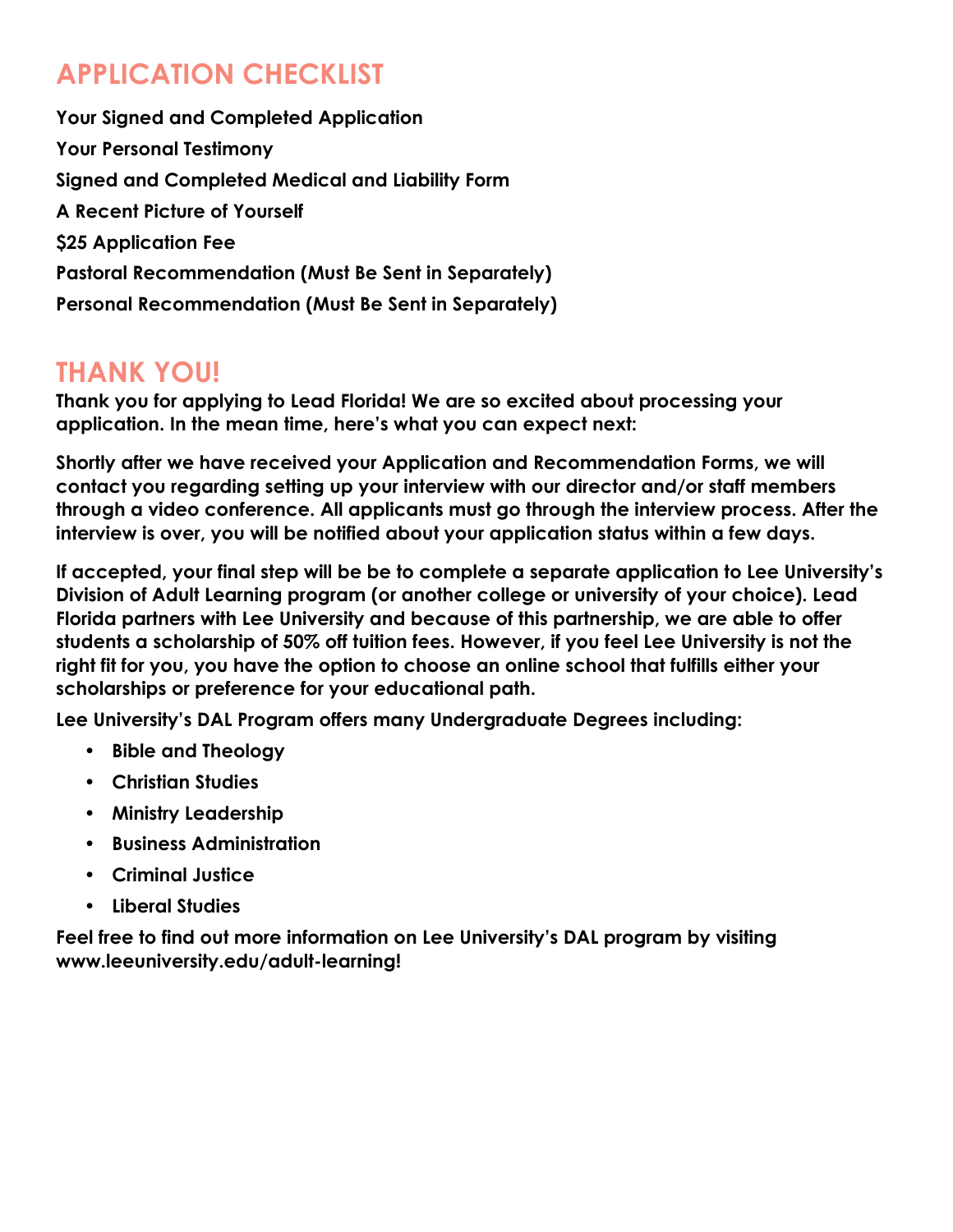## APPLICATION CHECKLIST

**Your Signed and Completed Application**

**Your Personal Testimony**

**Signed and Completed Medical and Liability Form**

**A Recent Picture of Yourself**

**$25 Application Fee**

**Pastoral Recommendation (Must Be Sent in Separately)**

**Personal Recommendation (Must Be Sent in Separately)**

## THANK YOU!

**Thank you for applying to Lead Florida! We are so excited about processing your application. In the mean time, here's what you can expect next:**

**Shortly after we have received your Application and Recommendation Forms, we will contact you regarding setting up your interview with our director and/or staff members through a video conference. All applicants must go through the interview process. After the interview is over, you will be notified about your application status within a few days.**

**If accepted, your final step will be be to complete a separate application to Lee University's Division of Adult Learning program (or another college or university of your choice). Lead Florida partners with Lee University and because of this partnership, we are able to offer students a scholarship of 50% off tuition fees. However, if you feel Lee University is not the right fit for you, you have the option to choose an online school that fulfills either your scholarships or preference for your educational path.**

**Lee University's DAL Program offers many Undergraduate Degrees including:**

- **Bible and Theology**
- **Christian Studies**
- **Ministry Leadership**
- **Business Administration**
- **Criminal Justice**
- **Liberal Studies**

**Feel free to find out more information on Lee University's DAL program by visiting www.leeuniversity.edu/adult-learning!**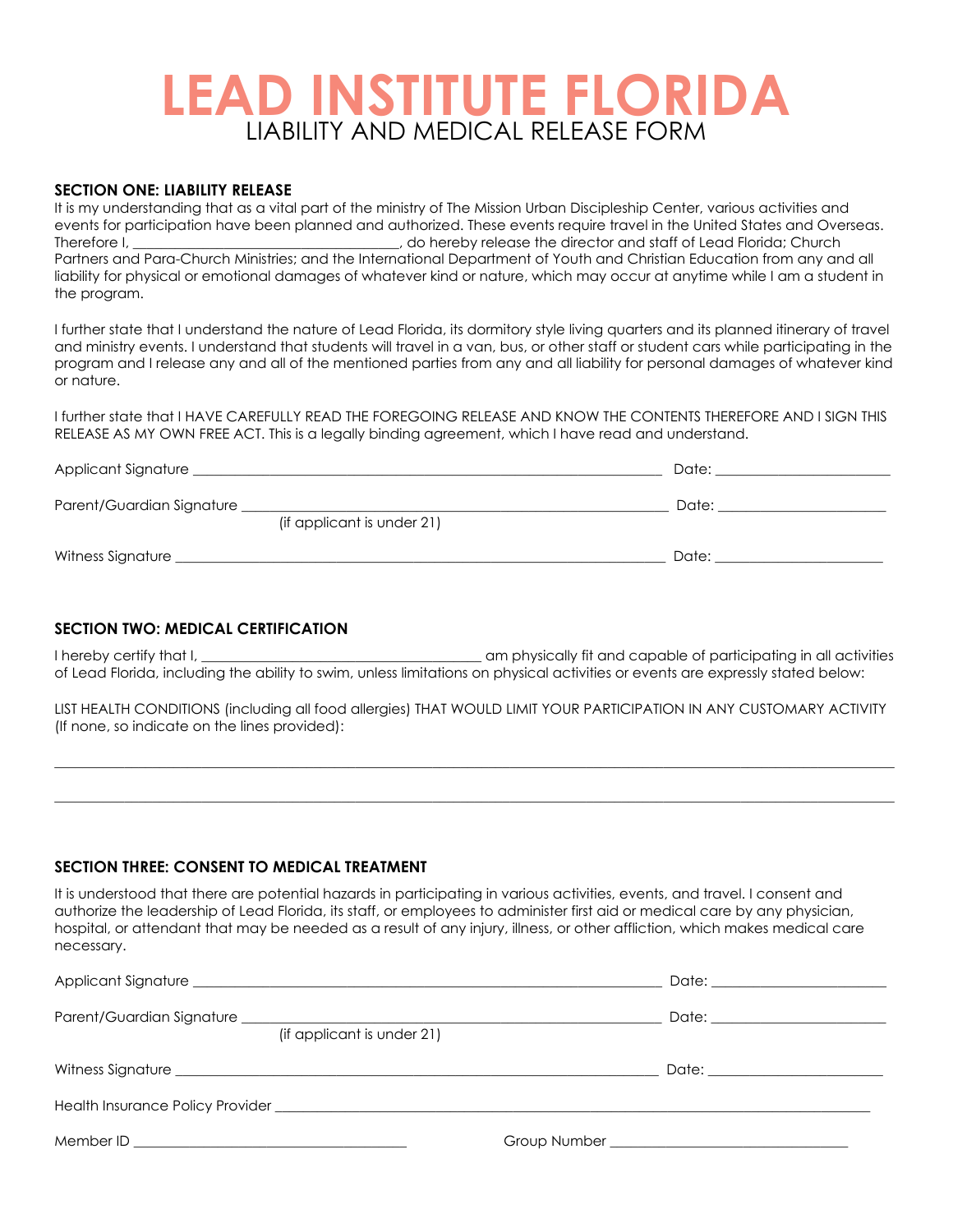# LEAD INSTITUTE FLORIDA

## LIABILITY AND MEDICAL RELEASE FORM

**SECTION ONE: LIABILITY RELEASE**

It is my understanding that as a vital part of the ministry of The Mission Urban Discipleship Center, various activities and events for participation have been planned and authorized. These events require travel in the United States and Overseas. Therefore I, ____________________________________, do hereby release the director and staff of Lead Florida; Church Partners and Para-Church Ministries; and the International Department of Youth and Christian Education from any and all liability for physical or emotional damages of whatever kind or nature, which may occur at anytime while I am a student in the program.

I further state that I understand the nature of Lead Florida, its dormitory style living quarters and its planned itinerary of travel and ministry events. I understand that students will travel in a van, bus, or other staff or student cars while participating in the program and I release any and all of the mentioned parties from any and all liability for personal damages of whatever kind or nature.

I further state that I HAVE CAREFULLY READ THE FOREGOING RELEASE AND KNOW THE CONTENTS THEREFORE AND I SIGN THIS RELEASE AS MY OWN FREE ACT. This is a legally binding agreement, which I have read and understand.

Applicant Signature ________________________________________________ Date: ____________________

Parent/Guardian Signature ___________________________________________ Date: ____________________
(if applicant is under 21)

Witness Signature __________________________________________________ Date: ____________________

**SECTION TWO: MEDICAL CERTIFICATION**

I hereby certify that I, ________________________________________ am physically fit and capable of participating in all activities of Lead Florida, including the ability to swim, unless limitations on physical activities or events are expressly stated below:

LIST HEALTH CONDITIONS (including all food allergies) THAT WOULD LIMIT YOUR PARTICIPATION IN ANY CUSTOMARY ACTIVITY (If none, so indicate on the lines provided):

________________________________________________________________________________________________

________________________________________________________________________________________________

**SECTION THREE: CONSENT TO MEDICAL TREATMENT**

It is understood that there are potential hazards in participating in various activities, events, and travel. I consent and authorize the leadership of Lead Florida, its staff, or employees to administer first aid or medical care by any physician, hospital, or attendant that may be needed as a result of any injury, illness, or other affliction, which makes medical care necessary.

Applicant Signature ________________________________________________ Date: ____________________

Parent/Guardian Signature ___________________________________________ Date: ____________________
(if applicant is under 21)

Witness Signature __________________________________________________ Date: ____________________

Health Insurance Policy Provider ______________________________________________________________

Member ID ____________________________________ Group Number ________________________________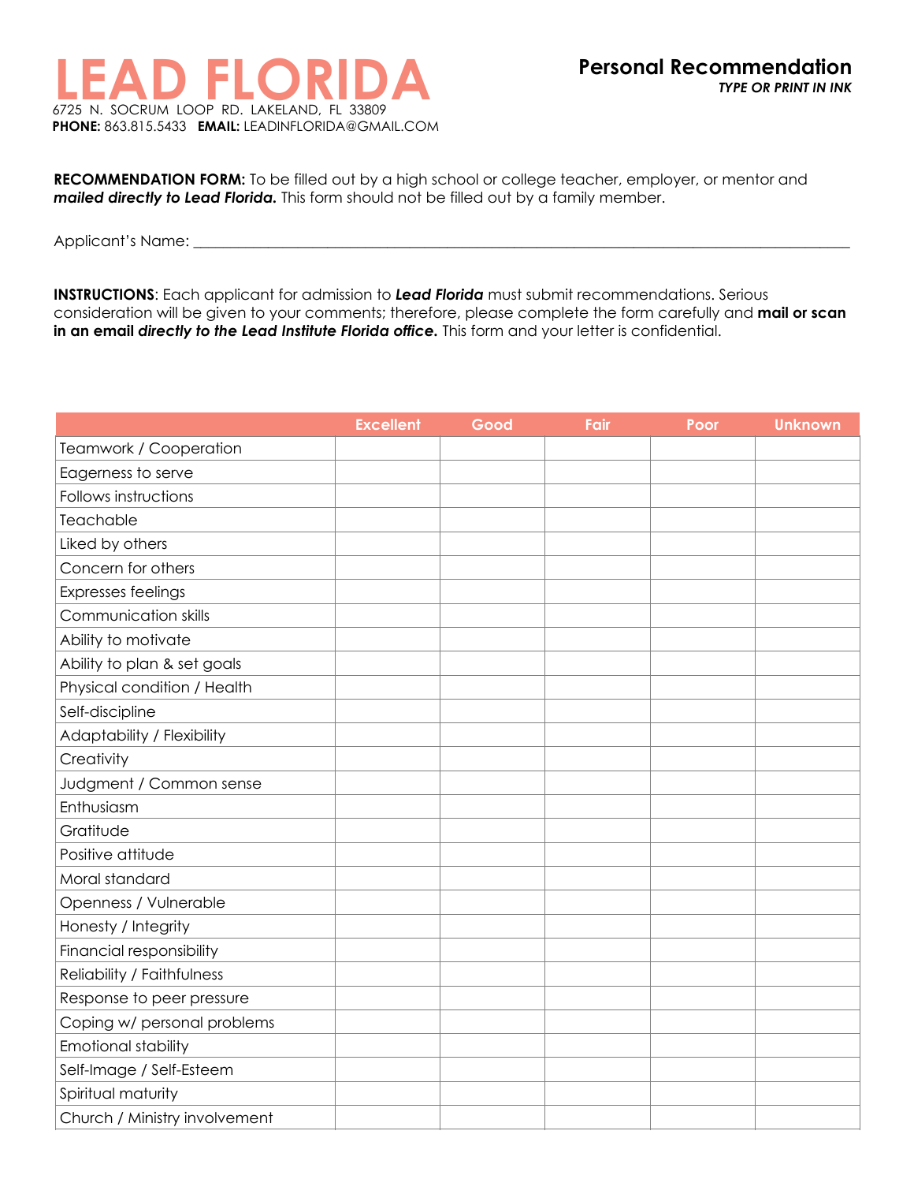# LEAD FLORIDA

6725 N. SOCRUM LOOP RD. LAKELAND, FL 33809
**PHONE:** 863.815.5433 **EMAIL:** LEADINFLORIDA@GMAIL.COM

## Personal Recommendation

***TYPE OR PRINT IN INK***

**RECOMMENDATION FORM:** To be filled out by a high school or college teacher, employer, or mentor and ***mailed directly to Lead Florida.*** This form should not be filled out by a family member.

Applicant's Name: ___________________________________________________________________________

**INSTRUCTIONS**: Each applicant for admission to ***Lead Florida*** must submit recommendations. Serious consideration will be given to your comments; therefore, please complete the form carefully and **mail or scan in an email *directly to the Lead Institute Florida office.*** This form and your letter is confidential.

| | Excellent | Good | Fair | Poor | Unknown |
|---|---|---|---|---|---|
| Teamwork / Cooperation | | | | | |
| Eagerness to serve | | | | | |
| Follows instructions | | | | | |
| Teachable | | | | | |
| Liked by others | | | | | |
| Concern for others | | | | | |
| Expresses feelings | | | | | |
| Communication skills | | | | | |
| Ability to motivate | | | | | |
| Ability to plan & set goals | | | | | |
| Physical condition / Health | | | | | |
| Self-discipline | | | | | |
| Adaptability / Flexibility | | | | | |
| Creativity | | | | | |
| Judgment / Common sense | | | | | |
| Enthusiasm | | | | | |
| Gratitude | | | | | |
| Positive attitude | | | | | |
| Moral standard | | | | | |
| Openness / Vulnerable | | | | | |
| Honesty / Integrity | | | | | |
| Financial responsibility | | | | | |
| Reliability / Faithfulness | | | | | |
| Response to peer pressure | | | | | |
| Coping w/ personal problems | | | | | |
| Emotional stability | | | | | |
| Self-Image / Self-Esteem | | | | | |
| Spiritual maturity | | | | | |
| Church / Ministry involvement | | | | | |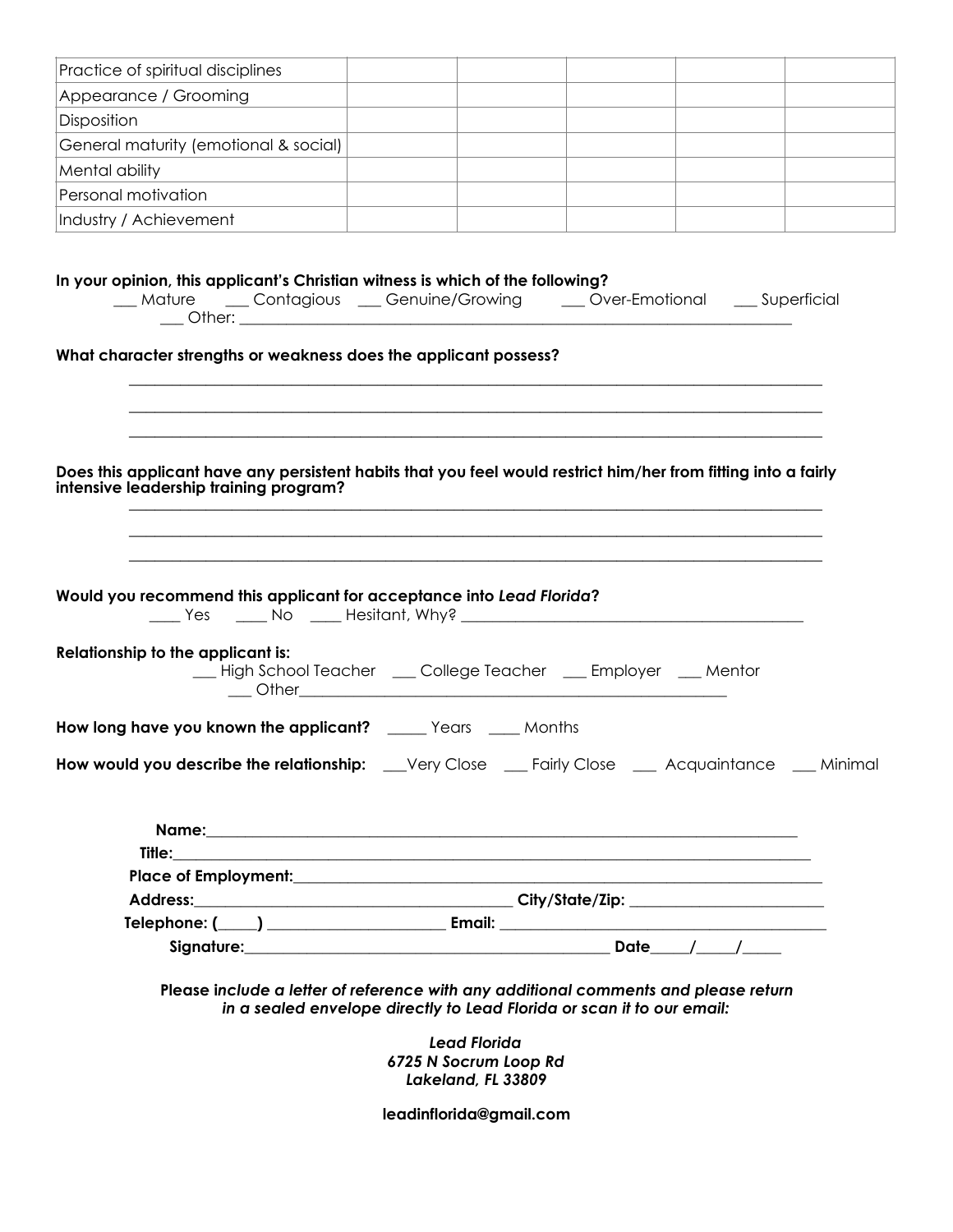| | | | | | |
|---|---|---|---|---|---|
| Practice of spiritual disciplines | | | | | |
| Appearance / Grooming | | | | | |
| Disposition | | | | | |
| General maturity (emotional & social) | | | | | |
| Mental ability | | | | | |
| Personal motivation | | | | | |
| Industry / Achievement | | | | | |

**In your opinion, this applicant's Christian witness is which of the following?**

___ Mature ___ Contagious ___ Genuine/Growing ___ Over-Emotional ___ Superficial
___ Other: ______________________________________________________________________

**What character strengths or weakness does the applicant possess?**

_____________________________________________________________________________________

_____________________________________________________________________________________

_____________________________________________________________________________________

**Does this applicant have any persistent habits that you feel would restrict him/her from fitting into a fairly intensive leadership training program?**

_____________________________________________________________________________________

_____________________________________________________________________________________

_____________________________________________________________________________________

**Would you recommend this applicant for acceptance into *Lead Florida*?**

____ Yes ____ No ____ Hesitant, Why? ___________________________________________

**Relationship to the applicant is:**

___ High School Teacher ___ College Teacher ___ Employer ___ Mentor
___ Other_______________________________________________________

**How long have you known the applicant?** _____ Years ____ Months

**How would you describe the relationship:** ___Very Close ___ Fairly Close ___ Acquaintance ___ Minimal

**Name:**_________________________________________________________________________

**Title:**__________________________________________________________________________

**Place of Employment:**_____________________________________________________________

**Address:**____________________________________ **City/State/Zip:** _______________________

**Telephone: (_____)** _____________________ **Email:** _______________________________________

**Signature:**_______________________________________________ **Date**_____/_____/_____

**Please i*nclude a letter of reference with any additional comments and please return in a sealed envelope directly to Lead Florida or scan it to our email:***

***Lead Florida***
***6725 N Socrum Loop Rd***
***Lakeland, FL 33809***

**leadinflorida@gmail.com**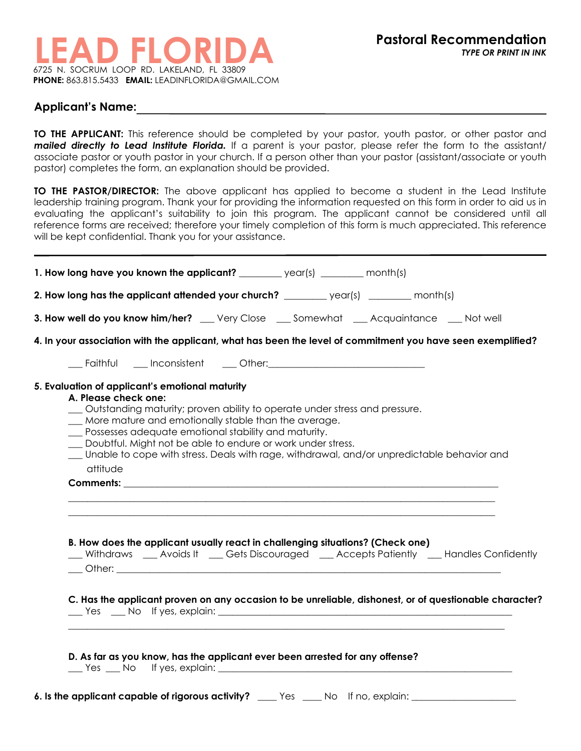# LEAD FLORIDA

6725 N. SOCRUM LOOP RD. LAKELAND, FL 33809
**PHONE:** 863.815.5433 **EMAIL:** LEADINFLORIDA@GMAIL.COM

## Pastoral Recommendation

***TYPE OR PRINT IN INK***

**Applicant's Name:**\_\_\_\_\_\_\_\_\_\_\_\_\_\_\_\_\_\_\_\_\_\_\_\_\_\_\_\_\_\_\_\_\_\_\_\_\_\_\_\_\_\_\_\_

**TO THE APPLICANT:** This reference should be completed by your pastor, youth pastor, or other pastor and ***mailed directly to Lead Institute Florida.*** If a parent is your pastor, please refer the form to the assistant/ associate pastor or youth pastor in your church. If a person other than your pastor (assistant/associate or youth pastor) completes the form, an explanation should be provided.

**TO THE PASTOR/DIRECTOR:** The above applicant has applied to become a student in the Lead Institute leadership training program. Thank your for providing the information requested on this form in order to aid us in evaluating the applicant's suitability to join this program. The applicant cannot be considered until all reference forms are received; therefore your timely completion of this form is much appreciated. This reference will be kept confidential. Thank you for your assistance.

---

**1. How long have you known the applicant?** \_\_\_\_\_\_\_\_ year(s) \_\_\_\_\_\_\_\_ month(s)

**2. How long has the applicant attended your church?** \_\_\_\_\_\_\_\_ year(s) \_\_\_\_\_\_\_\_ month(s)

**3. How well do you know him/her?** \_\_\_ Very Close \_\_\_ Somewhat \_\_\_ Acquaintance \_\_\_ Not well

**4. In your association with the applicant, what has been the level of commitment you have seen exemplified?**

\_\_\_ Faithful \_\_\_ Inconsistent \_\_\_ Other:\_\_\_\_\_\_\_\_\_\_\_\_\_\_\_\_\_\_\_\_\_\_\_\_\_\_\_\_\_\_\_

**5. Evaluation of applicant's emotional maturity**

**A. Please check one:**

\_\_\_ Outstanding maturity; proven ability to operate under stress and pressure.
\_\_\_ More mature and emotionally stable than the average.
\_\_\_ Possesses adequate emotional stability and maturity.
\_\_\_ Doubtful. Might not be able to endure or work under stress.
\_\_\_ Unable to cope with stress. Deals with rage, withdrawal, and/or unpredictable behavior and attitude

**Comments:** \_\_\_\_\_\_\_\_\_\_\_\_\_\_\_\_\_\_\_\_\_\_\_\_\_\_\_\_\_\_\_\_\_\_\_\_\_\_\_\_\_\_\_\_\_\_\_\_\_\_\_\_\_\_\_\_\_\_\_\_\_\_\_\_\_\_\_\_
\_\_\_\_\_\_\_\_\_\_\_\_\_\_\_\_\_\_\_\_\_\_\_\_\_\_\_\_\_\_\_\_\_\_\_\_\_\_\_\_\_\_\_\_\_\_\_\_\_\_\_\_\_\_\_\_\_\_\_\_\_\_\_\_\_\_\_\_\_\_\_\_\_\_\_\_
\_\_\_\_\_\_\_\_\_\_\_\_\_\_\_\_\_\_\_\_\_\_\_\_\_\_\_\_\_\_\_\_\_\_\_\_\_\_\_\_\_\_\_\_\_\_\_\_\_\_\_\_\_\_\_\_\_\_\_\_\_\_\_\_\_\_\_\_\_\_\_\_\_\_\_\_

**B. How does the applicant usually react in challenging situations? (Check one)**

\_\_\_ Withdraws \_\_\_ Avoids It \_\_\_ Gets Discouraged \_\_\_ Accepts Patiently \_\_\_ Handles Confidently
\_\_\_ Other: \_\_\_\_\_\_\_\_\_\_\_\_\_\_\_\_\_\_\_\_\_\_\_\_\_\_\_\_\_\_\_\_\_\_\_\_\_\_\_\_\_\_\_\_\_\_\_\_\_\_\_\_\_\_\_\_\_\_\_\_\_\_\_\_\_\_\_\_

**C. Has the applicant proven on any occasion to be unreliable, dishonest, or of questionable character?**

\_\_\_ Yes \_\_\_ No If yes, explain: \_\_\_\_\_\_\_\_\_\_\_\_\_\_\_\_\_\_\_\_\_\_\_\_\_\_\_\_\_\_\_\_\_\_\_\_\_\_\_\_\_\_\_\_\_\_\_\_\_\_\_\_\_\_\_\_
\_\_\_\_\_\_\_\_\_\_\_\_\_\_\_\_\_\_\_\_\_\_\_\_\_\_\_\_\_\_\_\_\_\_\_\_\_\_\_\_\_\_\_\_\_\_\_\_\_\_\_\_\_\_\_\_\_\_\_\_\_\_\_\_\_\_\_\_\_\_\_\_\_\_\_\_

**D. As far as you know, has the applicant ever been arrested for any offense?**

\_\_\_ Yes \_\_\_ No If yes, explain: \_\_\_\_\_\_\_\_\_\_\_\_\_\_\_\_\_\_\_\_\_\_\_\_\_\_\_\_\_\_\_\_\_\_\_\_\_\_\_\_\_\_\_\_\_\_\_\_\_\_\_\_\_\_\_\_

**6. Is the applicant capable of rigorous activity?** \_\_\_\_ Yes \_\_\_\_ No If no, explain: \_\_\_\_\_\_\_\_\_\_\_\_\_\_\_\_\_\_\_\_\_\_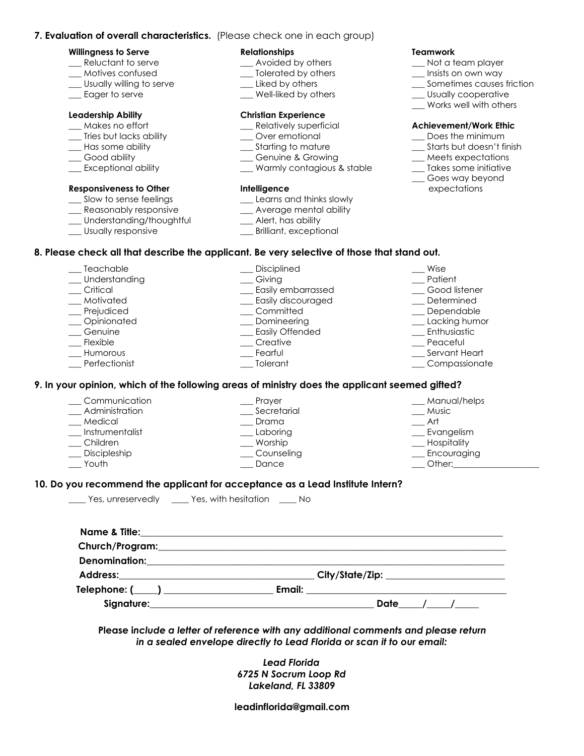**7. Evaluation of overall characteristics.** (Please check one in each group)

**Willingness to Serve**
___ Reluctant to serve
___ Motives confused
___ Usually willing to serve
___ Eager to serve

**Leadership Ability**
___ Makes no effort
___ Tries but lacks ability
___ Has some ability
___ Good ability
___ Exceptional ability

**Responsiveness to Other**
___ Slow to sense feelings
___ Reasonably responsive
___ Understanding/thoughtful
___ Usually responsive

**Relationships**
___ Avoided by others
___ Tolerated by others
___ Liked by others
___ Well-liked by others

**Christian Experience**
___ Relatively superficial
___ Over emotional
___ Starting to mature
___ Genuine & Growing
___ Warmly contagious & stable

**Intelligence**
___ Learns and thinks slowly
___ Average mental ability
___ Alert, has ability
___ Brilliant, exceptional

**Teamwork**
___ Not a team player
___ Insists on own way
___ Sometimes causes friction
___ Usually cooperative
___ Works well with others

**Achievement/Work Ethic**
___ Does the minimum
___ Starts but doesn't finish
___ Meets expectations
___ Takes some initiative
___ Goes way beyond expectations

**8. Please check all that describe the applicant. Be very selective of those that stand out.**

___ Teachable
___ Understanding
___ Critical
___ Motivated
___ Prejudiced
___ Opinionated
___ Genuine
___ Flexible
___ Humorous
___ Perfectionist
___ Disciplined
___ Giving
___ Easily embarrassed
___ Easily discouraged
___ Committed
___ Domineering
___ Easily Offended
___ Creative
___ Fearful
___ Tolerant
___ Wise
___ Patient
___ Good listener
___ Determined
___ Dependable
___ Lacking humor
___ Enthusiastic
___ Peaceful
___ Servant Heart
___ Compassionate

**9. In your opinion, which of the following areas of ministry does the applicant seemed gifted?**

___ Communication
___ Administration
___ Medical
___ Instrumentalist
___ Children
___ Discipleship
___ Youth
___ Prayer
___ Secretarial
___ Drama
___ Laboring
___ Worship
___ Counseling
___ Dance
___ Manual/helps
___ Music
___ Art
___ Evangelism
___ Hospitality
___ Encouraging
___ Other:___________________

**10. Do you recommend the applicant for acceptance as a Lead Institute Intern?**

____ Yes, unreservedly ____ Yes, with hesitation ____ No

**Name & Title:**_______________________________________________

**Church/Program:**_______________________________________________

**Denomination:**_______________________________________________

**Address:**_______________________ **City/State/Zip:** ________________

**Telephone: (_____)** ________________ **Email:** ________________________

**Signature:**_____________________________ **Date**_____/_____/_____

***Please include a letter of reference with any additional comments and please return in a sealed envelope directly to Lead Florida or scan it to our email:***

***Lead Florida***
***6725 N Socrum Loop Rd***
***Lakeland, FL 33809***

**leadinflorida@gmail.com**